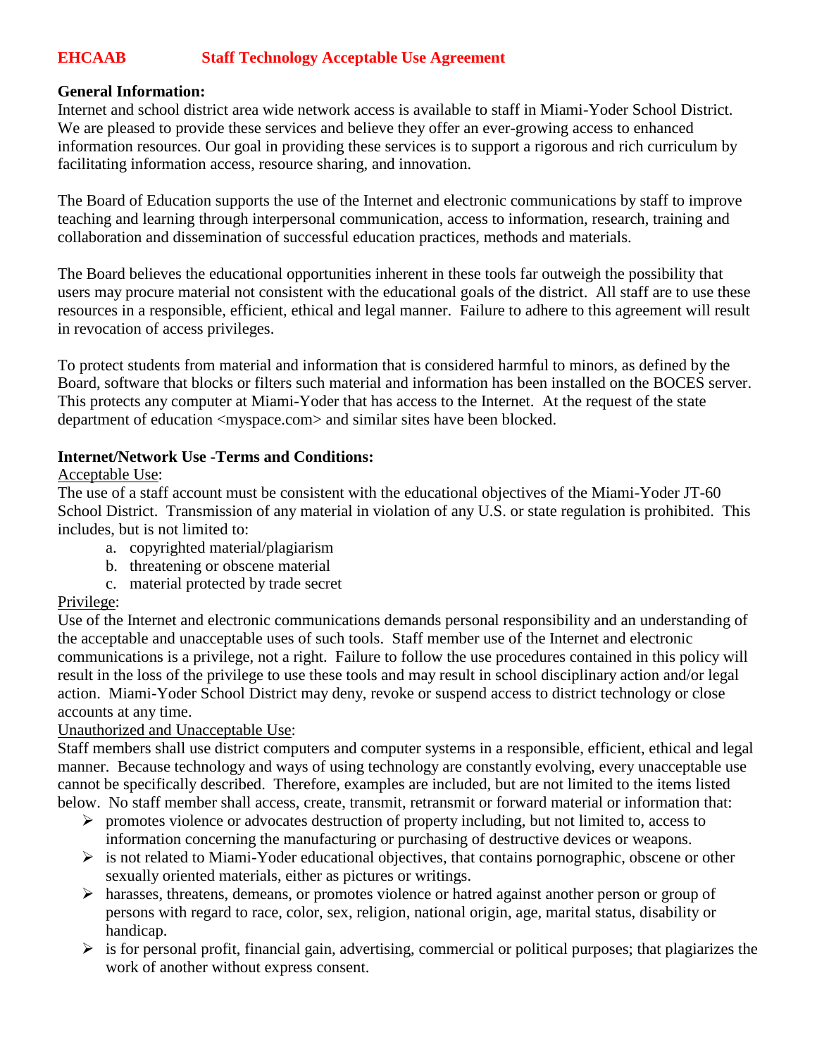# EHCAAB Staff Technology Acceptable Use Agreement

**General Information:**

Internet and school district area wide network access is available to staff in Miami-Yoder School District. We are pleased to provide these services and believe they offer an ever-growing access to enhanced information resources. Our goal in providing these services is to support a rigorous and rich curriculum by facilitating information access, resource sharing, and innovation.

The Board of Education supports the use of the Internet and electronic communications by staff to improve teaching and learning through interpersonal communication, access to information, research, training and collaboration and dissemination of successful education practices, methods and materials.

The Board believes the educational opportunities inherent in these tools far outweigh the possibility that users may procure material not consistent with the educational goals of the district. All staff are to use these resources in a responsible, efficient, ethical and legal manner. Failure to adhere to this agreement will result in revocation of access privileges.

To protect students from material and information that is considered harmful to minors, as defined by the Board, software that blocks or filters such material and information has been installed on the BOCES server. This protects any computer at Miami-Yoder that has access to the Internet. At the request of the state department of education <myspace.com> and similar sites have been blocked.

**Internet/Network Use -Terms and Conditions:**

Acceptable Use:

The use of a staff account must be consistent with the educational objectives of the Miami-Yoder JT-60 School District. Transmission of any material in violation of any U.S. or state regulation is prohibited. This includes, but is not limited to:

a. copyrighted material/plagiarism
b. threatening or obscene material
c. material protected by trade secret

Privilege:

Use of the Internet and electronic communications demands personal responsibility and an understanding of the acceptable and unacceptable uses of such tools. Staff member use of the Internet and electronic communications is a privilege, not a right. Failure to follow the use procedures contained in this policy will result in the loss of the privilege to use these tools and may result in school disciplinary action and/or legal action. Miami-Yoder School District may deny, revoke or suspend access to district technology or close accounts at any time.

Unauthorized and Unacceptable Use:

Staff members shall use district computers and computer systems in a responsible, efficient, ethical and legal manner. Because technology and ways of using technology are constantly evolving, every unacceptable use cannot be specifically described. Therefore, examples are included, but are not limited to the items listed below. No staff member shall access, create, transmit, retransmit or forward material or information that:

- promotes violence or advocates destruction of property including, but not limited to, access to information concerning the manufacturing or purchasing of destructive devices or weapons.
- is not related to Miami-Yoder educational objectives, that contains pornographic, obscene or other sexually oriented materials, either as pictures or writings.
- harasses, threatens, demeans, or promotes violence or hatred against another person or group of persons with regard to race, color, sex, religion, national origin, age, marital status, disability or handicap.
- is for personal profit, financial gain, advertising, commercial or political purposes; that plagiarizes the work of another without express consent.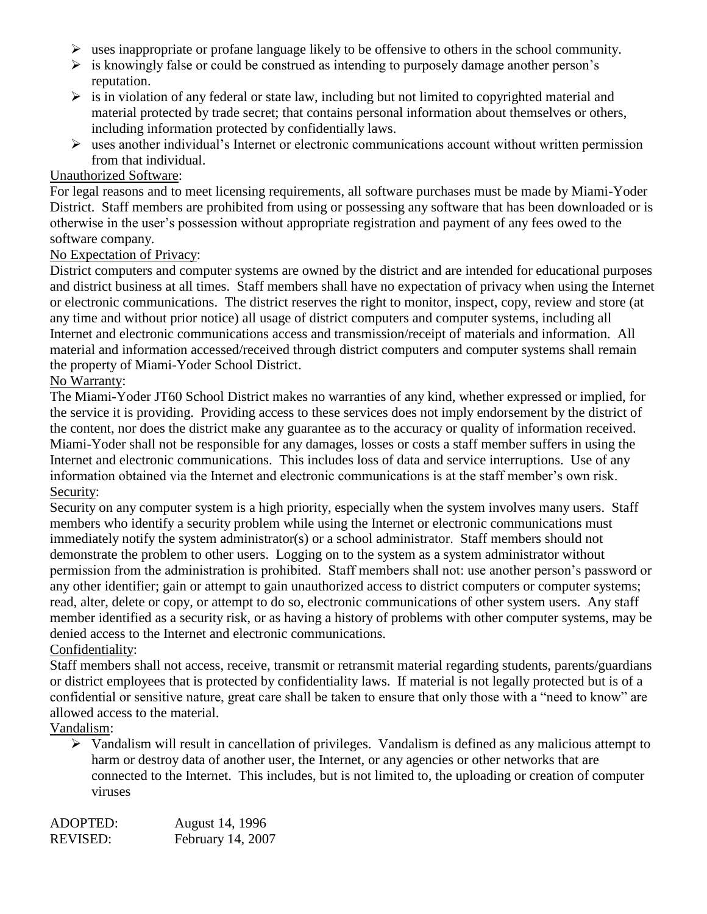- uses inappropriate or profane language likely to be offensive to others in the school community.
- is knowingly false or could be construed as intending to purposely damage another person's reputation.
- is in violation of any federal or state law, including but not limited to copyrighted material and material protected by trade secret; that contains personal information about themselves or others, including information protected by confidentially laws.
- uses another individual's Internet or electronic communications account without written permission from that individual.

<u>Unauthorized Software</u>:

For legal reasons and to meet licensing requirements, all software purchases must be made by Miami-Yoder District. Staff members are prohibited from using or possessing any software that has been downloaded or is otherwise in the user's possession without appropriate registration and payment of any fees owed to the software company.

<u>No Expectation of Privacy</u>:

District computers and computer systems are owned by the district and are intended for educational purposes and district business at all times. Staff members shall have no expectation of privacy when using the Internet or electronic communications. The district reserves the right to monitor, inspect, copy, review and store (at any time and without prior notice) all usage of district computers and computer systems, including all Internet and electronic communications access and transmission/receipt of materials and information. All material and information accessed/received through district computers and computer systems shall remain the property of Miami-Yoder School District.

<u>No Warranty</u>:

The Miami-Yoder JT60 School District makes no warranties of any kind, whether expressed or implied, for the service it is providing. Providing access to these services does not imply endorsement by the district of the content, nor does the district make any guarantee as to the accuracy or quality of information received. Miami-Yoder shall not be responsible for any damages, losses or costs a staff member suffers in using the Internet and electronic communications. This includes loss of data and service interruptions. Use of any information obtained via the Internet and electronic communications is at the staff member's own risk.

<u>Security</u>:

Security on any computer system is a high priority, especially when the system involves many users. Staff members who identify a security problem while using the Internet or electronic communications must immediately notify the system administrator(s) or a school administrator. Staff members should not demonstrate the problem to other users. Logging on to the system as a system administrator without permission from the administration is prohibited. Staff members shall not: use another person's password or any other identifier; gain or attempt to gain unauthorized access to district computers or computer systems; read, alter, delete or copy, or attempt to do so, electronic communications of other system users. Any staff member identified as a security risk, or as having a history of problems with other computer systems, may be denied access to the Internet and electronic communications.

<u>Confidentiality</u>:

Staff members shall not access, receive, transmit or retransmit material regarding students, parents/guardians or district employees that is protected by confidentiality laws. If material is not legally protected but is of a confidential or sensitive nature, great care shall be taken to ensure that only those with a "need to know" are allowed access to the material.

<u>Vandalism</u>:

- Vandalism will result in cancellation of privileges. Vandalism is defined as any malicious attempt to harm or destroy data of another user, the Internet, or any agencies or other networks that are connected to the Internet. This includes, but is not limited to, the uploading or creation of computer viruses

ADOPTED: August 14, 1996
REVISED: February 14, 2007